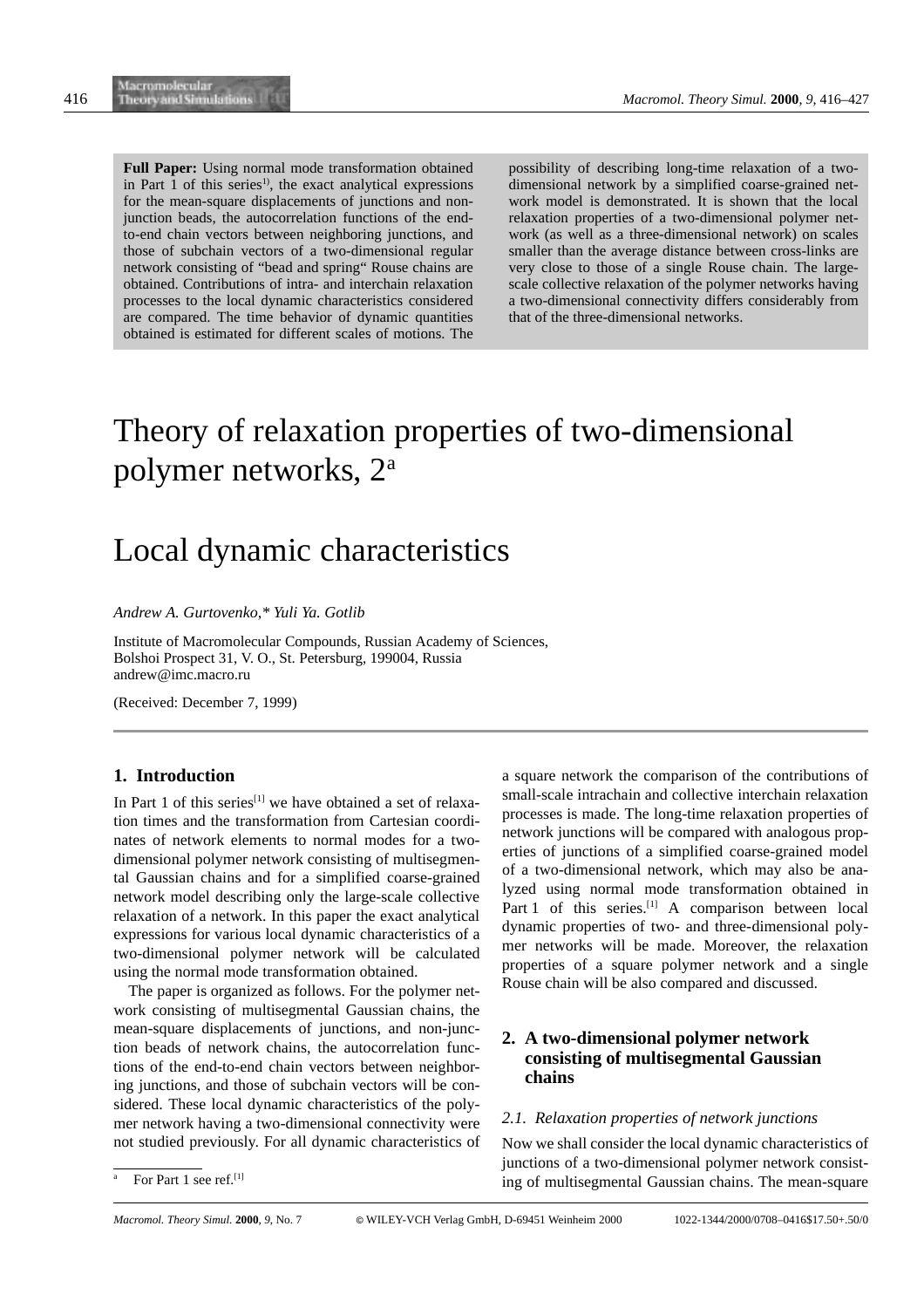**Full Paper:** Using normal mode transformation obtained in Part 1 of this series[1], the exact analytical expressions for the mean-square displacements of junctions and non-junction beads, the autocorrelation functions of the end-to-end chain vectors between neighboring junctions, and those of subchain vectors of a two-dimensional regular network consisting of "bead and spring" Rouse chains are obtained. Contributions of intra- and interchain relaxation processes to the local dynamic characteristics considered are compared. The time behavior of dynamic quantities obtained is estimated for different scales of motions. The possibility of describing long-time relaxation of a two-dimensional network by a simplified coarse-grained network model is demonstrated. It is shown that the local relaxation properties of a two-dimensional polymer network (as well as a three-dimensional network) on scales smaller than the average distance between cross-links are very close to those of a single Rouse chain. The large-scale collective relaxation of the polymer networks having a two-dimensional connectivity differs considerably from that of the three-dimensional networks.

# Theory of relaxation properties of two-dimensional polymer networks, 2[a]

# Local dynamic characteristics

*Andrew A. Gurtovenko,\* Yuli Ya. Gotlib*

Institute of Macromolecular Compounds, Russian Academy of Sciences, Bolshoi Prospect 31, V. O., St. Petersburg, 199004, Russia
andrew@imc.macro.ru

(Received: December 7, 1999)

## 1. Introduction

In Part 1 of this series[1] we have obtained a set of relaxation times and the transformation from Cartesian coordinates of network elements to normal modes for a two-dimensional polymer network consisting of multisegmental Gaussian chains and for a simplified coarse-grained network model describing only the large-scale collective relaxation of a network. In this paper the exact analytical expressions for various local dynamic characteristics of a two-dimensional polymer network will be calculated using the normal mode transformation obtained.

The paper is organized as follows. For the polymer network consisting of multisegmental Gaussian chains, the mean-square displacements of junctions, and non-junction beads of network chains, the autocorrelation functions of the end-to-end chain vectors between neighboring junctions, and those of subchain vectors will be considered. These local dynamic characteristics of the polymer network having a two-dimensional connectivity were not studied previously. For all dynamic characteristics of a square network the comparison of the contributions of small-scale intrachain and collective interchain relaxation processes is made. The long-time relaxation properties of network junctions will be compared with analogous properties of junctions of a simplified coarse-grained model of a two-dimensional network, which may also be analyzed using normal mode transformation obtained in Part 1 of this series.[1] A comparison between local dynamic properties of two- and three-dimensional polymer networks will be made. Moreover, the relaxation properties of a square polymer network and a single Rouse chain will be also compared and discussed.

## 2. A two-dimensional polymer network consisting of multisegmental Gaussian chains

### 2.1. Relaxation properties of network junctions

Now we shall consider the local dynamic characteristics of junctions of a two-dimensional polymer network consisting of multisegmental Gaussian chains. The mean-square

[a] For Part 1 see ref.[1]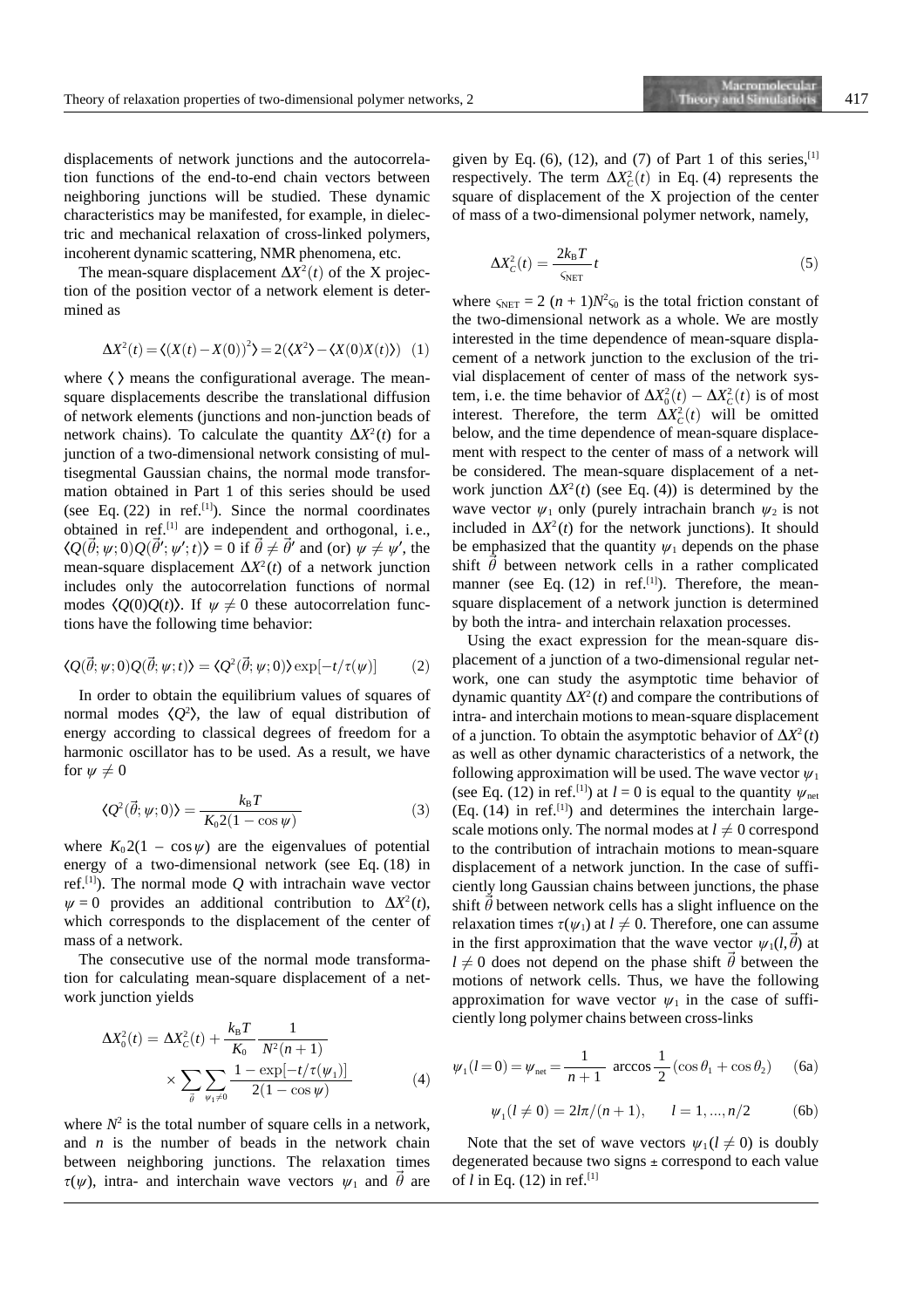displacements of network junctions and the autocorrelation functions of the end-to-end chain vectors between neighboring junctions will be studied. These dynamic characteristics may be manifested, for example, in dielectric and mechanical relaxation of cross-linked polymers, incoherent dynamic scattering, NMR phenomena, etc.

The mean-square displacement $\Delta X^2(t)$ of the X projection of the position vector of a network element is determined as

$$\Delta X^2(t) = \langle (X(t) - X(0))^2 \rangle = 2(\langle X^2 \rangle - \langle X(0)X(t) \rangle) \quad (1)$$

where $\langle\,\rangle$ means the configurational average. The mean-square displacements describe the translational diffusion of network elements (junctions and non-junction beads of network chains). To calculate the quantity $\Delta X^2(t)$ for a junction of a two-dimensional network consisting of multisegmental Gaussian chains, the normal mode transformation obtained in Part 1 of this series should be used (see Eq. (22) in ref.[1]). Since the normal coordinates obtained in ref.[1] are independent and orthogonal, i.e., $\langle Q(\vec{\theta};\psi;0)Q(\vec{\theta}';\psi';t)\rangle = 0$ if $\vec{\theta} \neq \vec{\theta}'$ and (or) $\psi \neq \psi'$, the mean-square displacement $\Delta X^2(t)$ of a network junction includes only the autocorrelation functions of normal modes $\langle Q(0)Q(t)\rangle$. If $\psi \neq 0$ these autocorrelation functions have the following time behavior:

$$\langle Q(\vec{\theta};\psi;0)Q(\vec{\theta};\psi;t)\rangle = \langle Q^2(\vec{\theta};\psi;0)\rangle \exp[-t/\tau(\psi)] \qquad (2)$$

In order to obtain the equilibrium values of squares of normal modes $\langle Q^2 \rangle$, the law of equal distribution of energy according to classical degrees of freedom for a harmonic oscillator has to be used. As a result, we have for $\psi \neq 0$

$$\langle Q^2(\vec{\theta};\psi;0)\rangle = \frac{k_B T}{K_0 2(1-\cos\psi)} \qquad (3)$$

where $K_0 2(1 - \cos\psi)$ are the eigenvalues of potential energy of a two-dimensional network (see Eq. (18) in ref.[1]). The normal mode $Q$ with intrachain wave vector $\psi = 0$ provides an additional contribution to $\Delta X^2(t)$, which corresponds to the displacement of the center of mass of a network.

The consecutive use of the normal mode transformation for calculating mean-square displacement of a network junction yields

$$\Delta X_0^2(t) = \Delta X_C^2(t) + \frac{k_B T}{K_0}\frac{1}{N^2(n+1)} \times \sum_{\vec{\theta}}\sum_{\psi_1 \neq 0} \frac{1-\exp[-t/\tau(\psi_1)]}{2(1-\cos\psi)} \qquad (4)$$

where $N^2$ is the total number of square cells in a network, and $n$ is the number of beads in the network chain between neighboring junctions. The relaxation times $\tau(\psi)$, intra- and interchain wave vectors $\psi_1$ and $\vec{\theta}$ are given by Eq. (6), (12), and (7) of Part 1 of this series,[1] respectively. The term $\Delta X_C^2(t)$ in Eq. (4) represents the square of displacement of the X projection of the center of mass of a two-dimensional polymer network, namely,

$$\Delta X_C^2(t) = \frac{2k_B T}{\varsigma_{\mathrm{NET}}} t \qquad (5)$$

where $\varsigma_{\mathrm{NET}} = 2\,(n+1)N^2\varsigma_0$ is the total friction constant of the two-dimensional network as a whole. We are mostly interested in the time dependence of mean-square displacement of a network junction to the exclusion of the trivial displacement of center of mass of the network system, i.e. the time behavior of $\Delta X_0^2(t) - \Delta X_C^2(t)$ is of most interest. Therefore, the term $\Delta X_C^2(t)$ will be omitted below, and the time dependence of mean-square displacement with respect to the center of mass of a network will be considered. The mean-square displacement of a network junction $\Delta X^2(t)$ (see Eq. (4)) is determined by the wave vector $\psi_1$ only (purely intrachain branch $\psi_2$ is not included in $\Delta X^2(t)$ for the network junctions). It should be emphasized that the quantity $\psi_1$ depends on the phase shift $\vec{\theta}$ between network cells in a rather complicated manner (see Eq. (12) in ref.[1]). Therefore, the mean-square displacement of a network junction is determined by both the intra- and interchain relaxation processes.

Using the exact expression for the mean-square displacement of a junction of a two-dimensional regular network, one can study the asymptotic time behavior of dynamic quantity $\Delta X^2(t)$ and compare the contributions of intra- and interchain motions to mean-square displacement of a junction. To obtain the asymptotic behavior of $\Delta X^2(t)$ as well as other dynamic characteristics of a network, the following approximation will be used. The wave vector $\psi_1$ (see Eq. (12) in ref.[1]) at $l = 0$ is equal to the quantity $\psi_{\mathrm{net}}$ (Eq. (14) in ref.[1]) and determines the interchain large-scale motions only. The normal modes at $l \neq 0$ correspond to the contribution of intrachain motions to mean-square displacement of a network junction. In the case of sufficiently long Gaussian chains between junctions, the phase shift $\vec{\theta}$ between network cells has a slight influence on the relaxation times $\tau(\psi_1)$ at $l \neq 0$. Therefore, one can assume in the first approximation that the wave vector $\psi_1(l,\vec{\theta})$ at $l \neq 0$ does not depend on the phase shift $\vec{\theta}$ between the motions of network cells. Thus, we have the following approximation for wave vector $\psi_1$ in the case of sufficiently long polymer chains between cross-links

$$\psi_1(l=0) = \psi_{\mathrm{net}} = \frac{1}{n+1}\ \arccos\frac{1}{2}(\cos\theta_1 + \cos\theta_2) \qquad (6a)$$

$$\psi_1(l \neq 0) = 2l\pi/(n+1), \qquad l = 1,\ldots,n/2 \qquad (6b)$$

Note that the set of wave vectors $\psi_1(l \neq 0)$ is doubly degenerated because two signs ± correspond to each value of $l$ in Eq. (12) in ref.[1]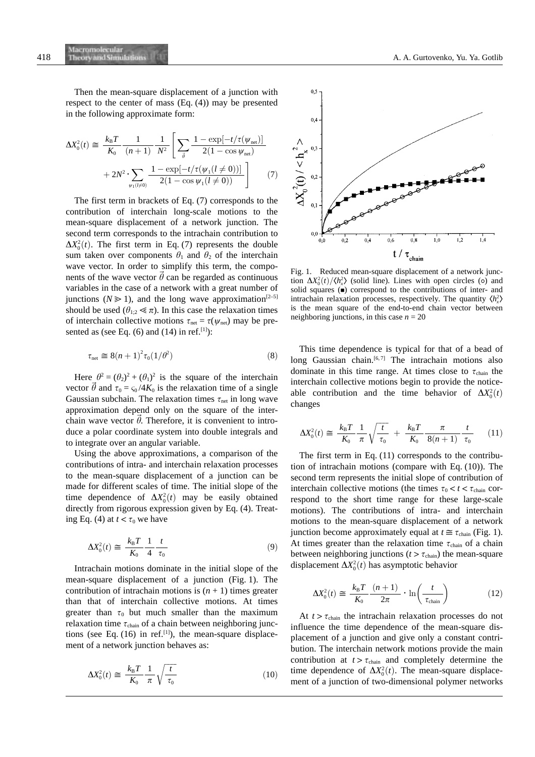Then the mean-square displacement of a junction with respect to the center of mass (Eq. (4)) may be presented in the following approximate form:

$$\Delta X_0^2(t) \cong \frac{k_B T}{K_0} \frac{1}{(n+1)} \frac{1}{N^2} \left[ \sum_{\vec{\theta}} \frac{1 - \exp[-t/\tau(\psi_{net})]}{2(1 - \cos \psi_{net})} + 2N^2 \cdot \sum_{\psi_1(l \neq 0)} \frac{1 - \exp[-t/\tau(\psi_1(l \neq 0))]}{2(1 - \cos \psi_1(l \neq 0))} \right] \quad (7)$$

The first term in brackets of Eq. (7) corresponds to the contribution of interchain long-scale motions to the mean-square displacement of a network junction. The second term corresponds to the intrachain contribution to $\Delta X_0^2(t)$. The first term in Eq. (7) represents the double sum taken over components $\theta_1$ and $\theta_2$ of the interchain wave vector. In order to simplify this term, the components of the wave vector $\vec{\theta}$ can be regarded as continuous variables in the case of a network with a great number of junctions ($N \gg 1$), and the long wave approximation[2–5] should be used ($\theta_{1;2} \ll \pi$). In this case the relaxation times of interchain collective motions $\tau_{net} = \tau(\psi_{net})$ may be presented as (see Eq. (6) and (14) in ref.[1]):

$$\tau_{net} \cong 8(n+1)^2 \tau_0 (1/\theta^2) \quad (8)$$

Here $\theta^2 = (\theta_2)^2 + (\theta_1)^2$ is the square of the interchain vector $\vec{\theta}$ and $\tau_0 = \varsigma_0/4K_0$ is the relaxation time of a single Gaussian subchain. The relaxation times $\tau_{net}$ in long wave approximation depend only on the square of the interchain wave vector $\vec{\theta}$. Therefore, it is convenient to introduce a polar coordinate system into double integrals and to integrate over an angular variable.

Using the above approximations, a comparison of the contributions of intra- and interchain relaxation processes to the mean-square displacement of a junction can be made for different scales of time. The initial slope of the time dependence of $\Delta X_0^2(t)$ may be easily obtained directly from rigorous expression given by Eq. (4). Treating Eq. (4) at $t < \tau_0$ we have

$$\Delta X_0^2(t) \cong \frac{k_B T}{K_0} \frac{1}{4} \frac{t}{\tau_0} \quad (9)$$

Intrachain motions dominate in the initial slope of the mean-square displacement of a junction (Fig. 1). The contribution of intrachain motions is $(n+1)$ times greater than that of interchain collective motions. At times greater than $\tau_0$ but much smaller than the maximum relaxation time $\tau_{chain}$ of a chain between neighboring junctions (see Eq. (16) in ref.[1]), the mean-square displacement of a network junction behaves as:

$$\Delta X_0^2(t) \cong \frac{k_B T}{K_0} \frac{1}{\pi} \sqrt{\frac{t}{\tau_0}} \quad (10)$$

Fig. 1. Reduced mean-square displacement of a network junction $\Delta X_0^2(t)/\langle h_x^2 \rangle$ (solid line). Lines with open circles (○) and solid squares (■) correspond to the contributions of inter- and intrachain relaxation processes, respectively. The quantity $\langle h_x^2 \rangle$ is the mean square of the end-to-end chain vector between neighboring junctions, in this case $n = 20$

This time dependence is typical for that of a bead of long Gaussian chain.[6,7] The intrachain motions also dominate in this time range. At times close to $\tau_{chain}$ the interchain collective motions begin to provide the noticeable contribution and the time behavior of $\Delta X_0^2(t)$ changes

$$\Delta X_0^2(t) \cong \frac{k_B T}{K_0} \frac{1}{\pi} \sqrt{\frac{t}{\tau_0}} + \frac{k_B T}{K_0} \frac{\pi}{8(n+1)} \frac{t}{\tau_0} \quad (11)$$

The first term in Eq. (11) corresponds to the contribution of intrachain motions (compare with Eq. (10)). The second term represents the initial slope of contribution of interchain collective motions (the times $\tau_0 < t < \tau_{chain}$ correspond to the short time range for these large-scale motions). The contributions of intra- and interchain motions to the mean-square displacement of a network junction become approximately equal at $t \cong \tau_{chain}$ (Fig. 1). At times greater than the relaxation time $\tau_{chain}$ of a chain between neighboring junctions ($t > \tau_{chain}$) the mean-square displacement $\Delta X_0^2(t)$ has asymptotic behavior

$$\Delta X_0^2(t) \cong \frac{k_B T}{K_0} \frac{(n+1)}{2\pi} \cdot \ln\left(\frac{t}{\tau_{chain}}\right) \quad (12)$$

At $t > \tau_{chain}$ the intrachain relaxation processes do not influence the time dependence of the mean-square displacement of a junction and give only a constant contribution. The interchain network motions provide the main contribution at $t > \tau_{chain}$ and completely determine the time dependence of $\Delta X_0^2(t)$. The mean-square displacement of a junction of two-dimensional polymer networks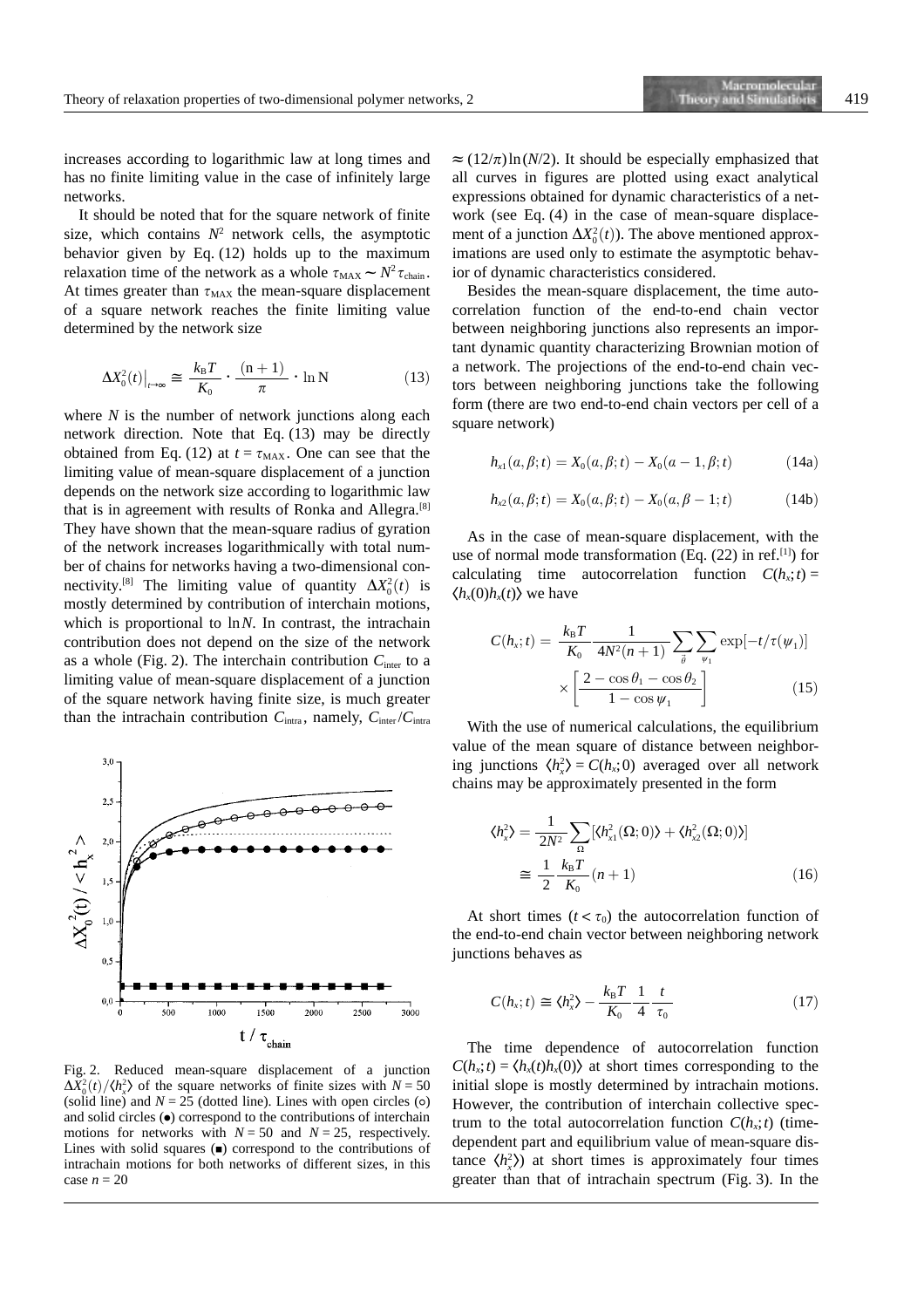increases according to logarithmic law at long times and has no finite limiting value in the case of infinitely large networks.

It should be noted that for the square network of finite size, which contains $N^2$ network cells, the asymptotic behavior given by Eq. (12) holds up to the maximum relaxation time of the network as a whole $\tau_{\text{MAX}} \sim N^2 \tau_{\text{chain}}$. At times greater than $\tau_{\text{MAX}}$ the mean-square displacement of a square network reaches the finite limiting value determined by the network size

$$\Delta X_0^2(t)\big|_{t\to\infty} \cong \frac{k_B T}{K_0} \cdot \frac{(n+1)}{\pi} \cdot \ln N \tag{13}$$

where $N$ is the number of network junctions along each network direction. Note that Eq. (13) may be directly obtained from Eq. (12) at $t = \tau_{\text{MAX}}$. One can see that the limiting value of mean-square displacement of a junction depends on the network size according to logarithmic law that is in agreement with results of Ronka and Allegra.[8] They have shown that the mean-square radius of gyration of the network increases logarithmically with total number of chains for networks having a two-dimensional connectivity.[8] The limiting value of quantity $\Delta X_0^2(t)$ is mostly determined by contribution of interchain motions, which is proportional to $\ln N$. In contrast, the intrachain contribution does not depend on the size of the network as a whole (Fig. 2). The interchain contribution $C_{\text{inter}}$ to a limiting value of mean-square displacement of a junction of the square network having finite size, is much greater than the intrachain contribution $C_{\text{intra}}$, namely, $C_{\text{inter}}/C_{\text{intra}} \approx (12/\pi)\ln(N/2)$. It should be especially emphasized that all curves in figures are plotted using exact analytical expressions obtained for dynamic characteristics of a network (see Eq. (4) in the case of mean-square displacement of a junction $\Delta X_0^2(t)$). The above mentioned approximations are used only to estimate the asymptotic behavior of dynamic characteristics considered.

Fig. 2. Reduced mean-square displacement of a junction $\Delta X_0^2(t)/\langle h_x^2\rangle$ of the square networks of finite sizes with $N = 50$ (solid line) and $N = 25$ (dotted line). Lines with open circles (○) and solid circles (●) correspond to the contributions of interchain motions for networks with $N = 50$ and $N = 25$, respectively. Lines with solid squares (■) correspond to the contributions of intrachain motions for both networks of different sizes, in this case $n = 20$

Besides the mean-square displacement, the time autocorrelation function of the end-to-end chain vector between neighboring junctions also represents an important dynamic quantity characterizing Brownian motion of a network. The projections of the end-to-end chain vectors between neighboring junctions take the following form (there are two end-to-end chain vectors per cell of a square network)

$$h_{x1}(\alpha,\beta;t) = X_0(\alpha,\beta;t) - X_0(\alpha-1,\beta;t) \tag{14a}$$

$$h_{x2}(\alpha,\beta;t) = X_0(\alpha,\beta;t) - X_0(\alpha,\beta-1;t) \tag{14b}$$

As in the case of mean-square displacement, with the use of normal mode transformation (Eq. (22) in ref.[1]) for calculating time autocorrelation function $C(h_x;t) = \langle h_x(0)h_x(t)\rangle$ we have

$$C(h_x;t) = \frac{k_B T}{K_0}\frac{1}{4N^2(n+1)}\sum_{\vec{\theta}}\sum_{\psi_1}\exp[-t/\tau(\psi_1)] \times \left[\frac{2-\cos\theta_1-\cos\theta_2}{1-\cos\psi_1}\right] \tag{15}$$

With the use of numerical calculations, the equilibrium value of the mean square of distance between neighboring junctions $\langle h_x^2\rangle = C(h_x;0)$ averaged over all network chains may be approximately presented in the form

$$\langle h_x^2\rangle = \frac{1}{2N^2}\sum_{\Omega}[\langle h_{x1}^2(\Omega;0)\rangle + \langle h_{x2}^2(\Omega;0)\rangle] \cong \frac{1}{2}\frac{k_B T}{K_0}(n+1) \tag{16}$$

At short times ($t < \tau_0$) the autocorrelation function of the end-to-end chain vector between neighboring network junctions behaves as

$$C(h_x;t) \cong \langle h_x^2\rangle - \frac{k_B T}{K_0}\frac{1}{4}\frac{t}{\tau_0} \tag{17}$$

The time dependence of autocorrelation function $C(h_x;t) = \langle h_x(t)h_x(0)\rangle$ at short times corresponding to the initial slope is mostly determined by intrachain motions. However, the contribution of interchain collective spectrum to the total autocorrelation function $C(h_x;t)$ (time-dependent part and equilibrium value of mean-square distance $\langle h_x^2\rangle$) at short times is approximately four times greater than that of intrachain spectrum (Fig. 3). In the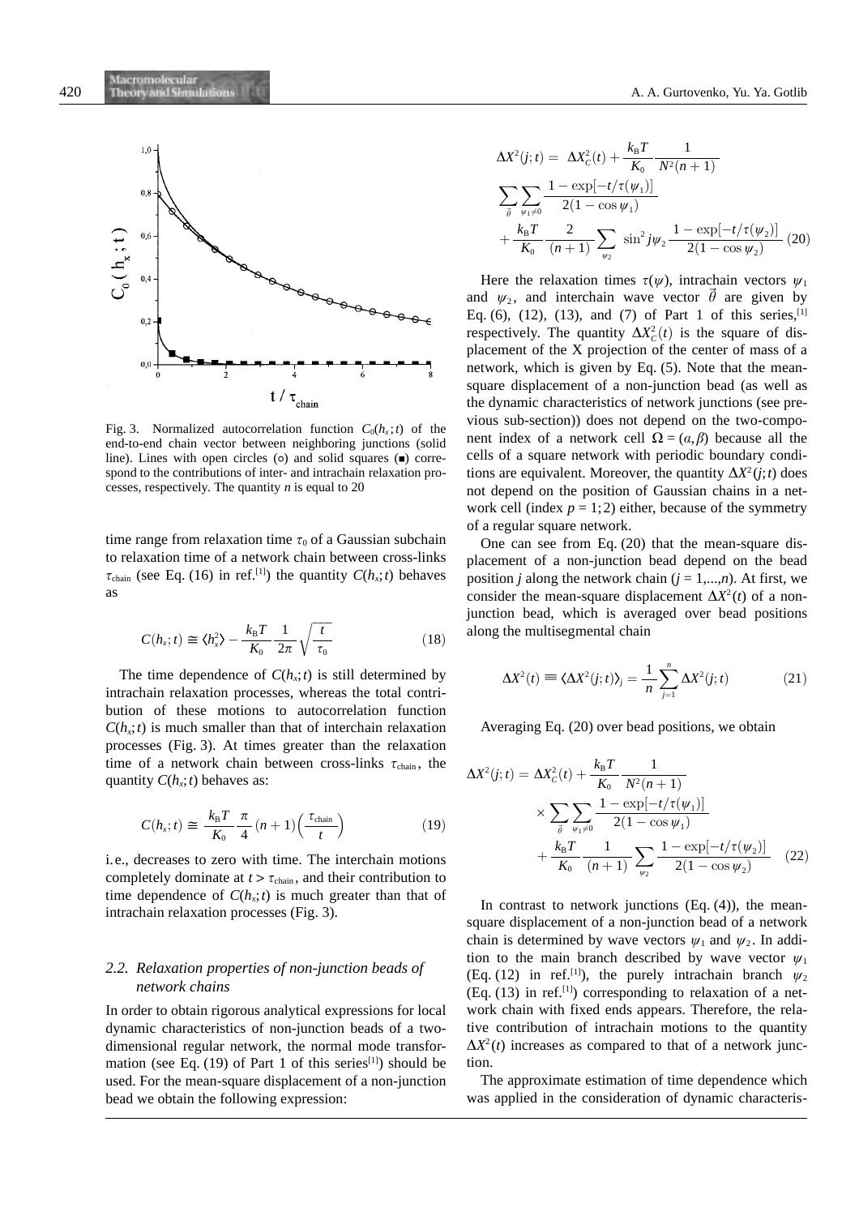Fig. 3. Normalized autocorrelation function $C_0(h_x;t)$ of the end-to-end chain vector between neighboring junctions (solid line). Lines with open circles (○) and solid squares (■) correspond to the contributions of inter- and intrachain relaxation processes, respectively. The quantity $n$ is equal to 20

time range from relaxation time $\tau_0$ of a Gaussian subchain to relaxation time of a network chain between cross-links $\tau_{\text{chain}}$ (see Eq. (16) in ref.[1]) the quantity $C(h_x;t)$ behaves as

$$C(h_x;t) \cong \langle h_x^2 \rangle - \frac{k_B T}{K_0} \frac{1}{2\pi} \sqrt{\frac{t}{\tau_0}} \tag{18}$$

The time dependence of $C(h_x;t)$ is still determined by intrachain relaxation processes, whereas the total contribution of these motions to autocorrelation function $C(h_x;t)$ is much smaller than that of interchain relaxation processes (Fig. 3). At times greater than the relaxation time of a network chain between cross-links $\tau_{\text{chain}}$, the quantity $C(h_x;t)$ behaves as:

$$C(h_x;t) \cong \frac{k_B T}{K_0} \frac{\pi}{4} (n+1) \left( \frac{\tau_{\text{chain}}}{t} \right) \tag{19}$$

i.e., decreases to zero with time. The interchain motions completely dominate at $t > \tau_{\text{chain}}$, and their contribution to time dependence of $C(h_x;t)$ is much greater than that of intrachain relaxation processes (Fig. 3).

### 2.2. Relaxation properties of non-junction beads of network chains

In order to obtain rigorous analytical expressions for local dynamic characteristics of non-junction beads of a two-dimensional regular network, the normal mode transformation (see Eq. (19) of Part 1 of this series[1]) should be used. For the mean-square displacement of a non-junction bead we obtain the following expression:

$$\Delta X^2(j;t) = \Delta X_C^2(t) + \frac{k_B T}{K_0} \frac{1}{N^2(n+1)} \sum_{\vec{\theta}} \sum_{\psi_1 \neq 0} \frac{1 - \exp[-t/\tau(\psi_1)]}{2(1-\cos\psi_1)} + \frac{k_B T}{K_0} \frac{2}{(n+1)} \sum_{\psi_2} \sin^2 j\psi_2 \frac{1 - \exp[-t/\tau(\psi_2)]}{2(1-\cos\psi_2)} \tag{20}$$

Here the relaxation times $\tau(\psi)$, intrachain vectors $\psi_1$ and $\psi_2$, and interchain wave vector $\vec{\theta}$ are given by Eq. (6), (12), (13), and (7) of Part 1 of this series,[1] respectively. The quantity $\Delta X_C^2(t)$ is the square of displacement of the X projection of the center of mass of a network, which is given by Eq. (5). Note that the mean-square displacement of a non-junction bead (as well as the dynamic characteristics of network junctions (see previous sub-section)) does not depend on the two-component index of a network cell $\Omega = (\alpha,\beta)$ because all the cells of a square network with periodic boundary conditions are equivalent. Moreover, the quantity $\Delta X^2(j;t)$ does not depend on the position of Gaussian chains in a network cell (index $p = 1;2$) either, because of the symmetry of a regular square network.

One can see from Eq. (20) that the mean-square displacement of a non-junction bead depend on the bead position $j$ along the network chain ($j = 1,...,n$). At first, we consider the mean-square displacement $\Delta X^2(t)$ of a non-junction bead, which is averaged over bead positions along the multisegmental chain

$$\Delta X^2(t) \equiv \langle \Delta X^2(j;t) \rangle_j = \frac{1}{n} \sum_{j=1}^{n} \Delta X^2(j;t) \tag{21}$$

Averaging Eq. (20) over bead positions, we obtain

$$\Delta X^2(j;t) = \Delta X_C^2(t) + \frac{k_B T}{K_0} \frac{1}{N^2(n+1)} \times \sum_{\vec{\theta}} \sum_{\psi_1 \neq 0} \frac{1 - \exp[-t/\tau(\psi_1)]}{2(1-\cos\psi_1)} + \frac{k_B T}{K_0} \frac{1}{(n+1)} \sum_{\psi_2} \frac{1 - \exp[-t/\tau(\psi_2)]}{2(1-\cos\psi_2)} \tag{22}$$

In contrast to network junctions (Eq. (4)), the mean-square displacement of a non-junction bead of a network chain is determined by wave vectors $\psi_1$ and $\psi_2$. In addition to the main branch described by wave vector $\psi_1$ (Eq. (12) in ref.[1]), the purely intrachain branch $\psi_2$ (Eq. (13) in ref.[1]) corresponding to relaxation of a network chain with fixed ends appears. Therefore, the relative contribution of intrachain motions to the quantity $\Delta X^2(t)$ increases as compared to that of a network junction.

The approximate estimation of time dependence which was applied in the consideration of dynamic characteris-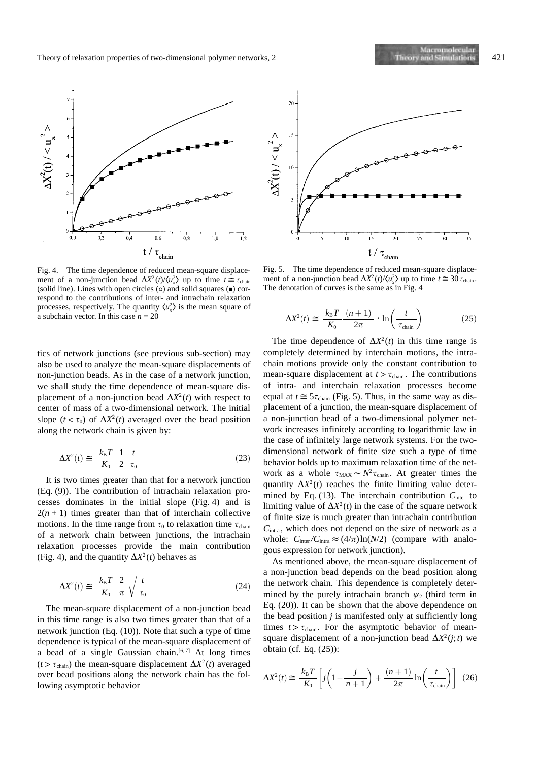Fig. 4. The time dependence of reduced mean-square displacement of a non-junction bead $\Delta X^2(t)/\langle u_x^2 \rangle$ up to time $t \cong \tau_{\text{chain}}$ (solid line). Lines with open circles (○) and solid squares (■) correspond to the contributions of inter- and intrachain relaxation processes, respectively. The quantity $\langle u_x^2 \rangle$ is the mean square of a subchain vector. In this case $n = 20$

Fig. 5. The time dependence of reduced mean-square displacement of a non-junction bead $\Delta X^2(t)/\langle u_x^2 \rangle$ up to time $t \cong 30\,\tau_{\text{chain}}$. The denotation of curves is the same as in Fig. 4

tics of network junctions (see previous sub-section) may also be used to analyze the mean-square displacements of non-junction beads. As in the case of a network junction, we shall study the time dependence of mean-square displacement of a non-junction bead $\Delta X^2(t)$ with respect to center of mass of a two-dimensional network. The initial slope ($t < \tau_0$) of $\Delta X^2(t)$ averaged over the bead position along the network chain is given by:

$$\Delta X^2(t) \cong \frac{k_B T}{K_0} \frac{1}{2} \frac{t}{\tau_0} \tag{23}$$

It is two times greater than that for a network junction (Eq. (9)). The contribution of intrachain relaxation processes dominates in the initial slope (Fig. 4) and is $2(n+1)$ times greater than that of interchain collective motions. In the time range from $\tau_0$ to relaxation time $\tau_{\text{chain}}$ of a network chain between junctions, the intrachain relaxation processes provide the main contribution (Fig. 4), and the quantity $\Delta X^2(t)$ behaves as

$$\Delta X^2(t) \cong \frac{k_B T}{K_0} \frac{2}{\pi} \sqrt{\frac{t}{\tau_0}} \tag{24}$$

The mean-square displacement of a non-junction bead in this time range is also two times greater than that of a network junction (Eq. (10)). Note that such a type of time dependence is typical of the mean-square displacement of a bead of a single Gaussian chain.[6,7] At long times ($t > \tau_{\text{chain}}$) the mean-square displacement $\Delta X^2(t)$ averaged over bead positions along the network chain has the following asymptotic behavior

$$\Delta X^2(t) \cong \frac{k_B T}{K_0} \frac{(n+1)}{2\pi} \cdot \ln\left(\frac{t}{\tau_{\text{chain}}}\right) \tag{25}$$

The time dependence of $\Delta X^2(t)$ in this time range is completely determined by interchain motions, the intrachain motions provide only the constant contribution to mean-square displacement at $t > \tau_{\text{chain}}$. The contributions of intra- and interchain relaxation processes become equal at $t \cong 5\tau_{\text{chain}}$ (Fig. 5). Thus, in the same way as displacement of a junction, the mean-square displacement of a non-junction bead of a two-dimensional polymer network increases infinitely according to logarithmic law in the case of infinitely large network systems. For the two-dimensional network of finite size such a type of time behavior holds up to maximum relaxation time of the network as a whole $\tau_{\text{MAX}} \sim N^2 \tau_{\text{chain}}$. At greater times the quantity $\Delta X^2(t)$ reaches the finite limiting value determined by Eq. (13). The interchain contribution $C_{\text{inter}}$ to limiting value of $\Delta X^2(t)$ in the case of the square network of finite size is much greater than intrachain contribution $C_{\text{intra}}$, which does not depend on the size of network as a whole: $C_{\text{inter}}/C_{\text{intra}} \approx (4/\pi)\ln(N/2)$ (compare with analogous expression for network junction).

As mentioned above, the mean-square displacement of a non-junction bead depends on the bead position along the network chain. This dependence is completely determined by the purely intrachain branch $\psi_2$ (third term in Eq. (20)). It can be shown that the above dependence on the bead position $j$ is manifested only at sufficiently long times $t > \tau_{\text{chain}}$. For the asymptotic behavior of mean-square displacement of a non-junction bead $\Delta X^2(j;t)$ we obtain (cf. Eq. (25)):

$$\Delta X^2(t) \cong \frac{k_B T}{K_0} \left[ j\left(1 - \frac{j}{n+1}\right) + \frac{(n+1)}{2\pi} \ln\left(\frac{t}{\tau_{\text{chain}}}\right) \right] \tag{26}$$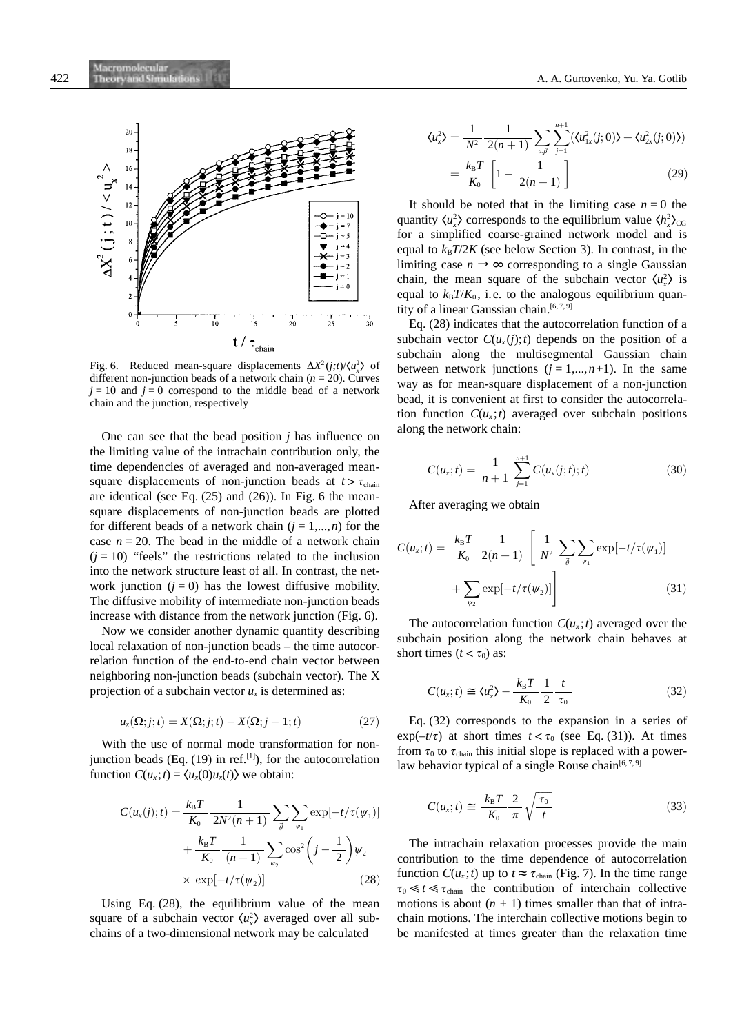Fig. 6. Reduced mean-square displacements $\Delta X^2(j;t)/\langle u_x^2\rangle$ of different non-junction beads of a network chain ($n = 20$). Curves $j = 10$ and $j = 0$ correspond to the middle bead of a network chain and the junction, respectively

One can see that the bead position $j$ has influence on the limiting value of the intrachain contribution only, the time dependencies of averaged and non-averaged mean-square displacements of non-junction beads at $t > \tau_{chain}$ are identical (see Eq. (25) and (26)). In Fig. 6 the mean-square displacements of non-junction beads are plotted for different beads of a network chain ($j = 1,...,n$) for the case $n = 20$. The bead in the middle of a network chain ($j = 10$) "feels" the restrictions related to the inclusion into the network structure least of all. In contrast, the network junction ($j = 0$) has the lowest diffusive mobility. The diffusive mobility of intermediate non-junction beads increase with distance from the network junction (Fig. 6).

Now we consider another dynamic quantity describing local relaxation of non-junction beads – the time autocorrelation function of the end-to-end chain vector between neighboring non-junction beads (subchain vector). The X projection of a subchain vector $u_x$ is determined as:

$$u_x(\Omega;j;t) = X(\Omega;j;t) - X(\Omega;j-1;t) \tag{27}$$

With the use of normal mode transformation for non-junction beads (Eq. (19) in ref.[1]), for the autocorrelation function $C(u_x;t) = \langle u_x(0)u_x(t)\rangle$ we obtain:

$$\begin{aligned} C(u_x(j);t) &= \frac{k_B T}{K_0}\frac{1}{2N^2(n+1)}\sum_{\vec{\theta}}\sum_{\psi_1}\exp[-t/\tau(\psi_1)] \\ &+ \frac{k_B T}{K_0}\frac{1}{(n+1)}\sum_{\psi_2}\cos^2\left(j-\frac{1}{2}\right)\psi_2 \\ &\times \exp[-t/\tau(\psi_2)] \end{aligned} \tag{28}$$

Using Eq. (28), the equilibrium value of the mean square of a subchain vector $\langle u_x^2\rangle$ averaged over all subchains of a two-dimensional network may be calculated

$$\begin{aligned} \langle u_x^2\rangle &= \frac{1}{N^2}\frac{1}{2(n+1)}\sum_{\alpha,\beta}\sum_{j=1}^{n+1}(\langle u_{1x}^2(j;0)\rangle + \langle u_{2x}^2(j;0)\rangle) \\ &= \frac{k_B T}{K_0}\left[1-\frac{1}{2(n+1)}\right] \end{aligned} \tag{29}$$

It should be noted that in the limiting case $n = 0$ the quantity $\langle u_x^2\rangle$ corresponds to the equilibrium value $\langle h_x^2\rangle_{CG}$ for a simplified coarse-grained network model and is equal to $k_BT/2K$ (see below Section 3). In contrast, in the limiting case $n \to \infty$ corresponding to a single Gaussian chain, the mean square of the subchain vector $\langle u_x^2\rangle$ is equal to $k_BT/K_0$, i.e. to the analogous equilibrium quantity of a linear Gaussian chain.[6,7,9]

Eq. (28) indicates that the autocorrelation function of a subchain vector $C(u_x(j);t)$ depends on the position of a subchain along the multisegmental Gaussian chain between network junctions ($j = 1,...,n+1$). In the same way as for mean-square displacement of a non-junction bead, it is convenient at first to consider the autocorrelation function $C(u_x;t)$ averaged over subchain positions along the network chain:

$$C(u_x;t) = \frac{1}{n+1}\sum_{j=1}^{n+1}C(u_x(j);t) \tag{30}$$

After averaging we obtain

$$\begin{aligned} C(u_x;t) = \frac{k_B T}{K_0}\frac{1}{2(n+1)}&\left[\frac{1}{N^2}\sum_{\vec{\theta}}\sum_{\psi_1}\exp[-t/\tau(\psi_1)]\right. \\ &\left.+\sum_{\psi_2}\exp[-t/\tau(\psi_2)]\right] \end{aligned} \tag{31}$$

The autocorrelation function $C(u_x;t)$ averaged over the subchain position along the network chain behaves at short times ($t < \tau_0$) as:

$$C(u_x;t) \cong \langle u_x^2\rangle - \frac{k_B T}{K_0}\frac{1}{2}\frac{t}{\tau_0} \tag{32}$$

Eq. (32) corresponds to the expansion in a series of $\exp(-t/\tau)$ at short times $t < \tau_0$ (see Eq. (31)). At times from $\tau_0$ to $\tau_{chain}$ this initial slope is replaced with a power-law behavior typical of a single Rouse chain[6,7,9]

$$C(u_x;t) \cong \frac{k_B T}{K_0}\frac{2}{\pi}\sqrt{\frac{\tau_0}{t}} \tag{33}$$

The intrachain relaxation processes provide the main contribution to the time dependence of autocorrelation function $C(u_x;t)$ up to $t \approx \tau_{chain}$ (Fig. 7). In the time range $\tau_0 \ll t \ll \tau_{chain}$ the contribution of interchain collective motions is about $(n+1)$ times smaller than that of intrachain motions. The interchain collective motions begin to be manifested at times greater than the relaxation time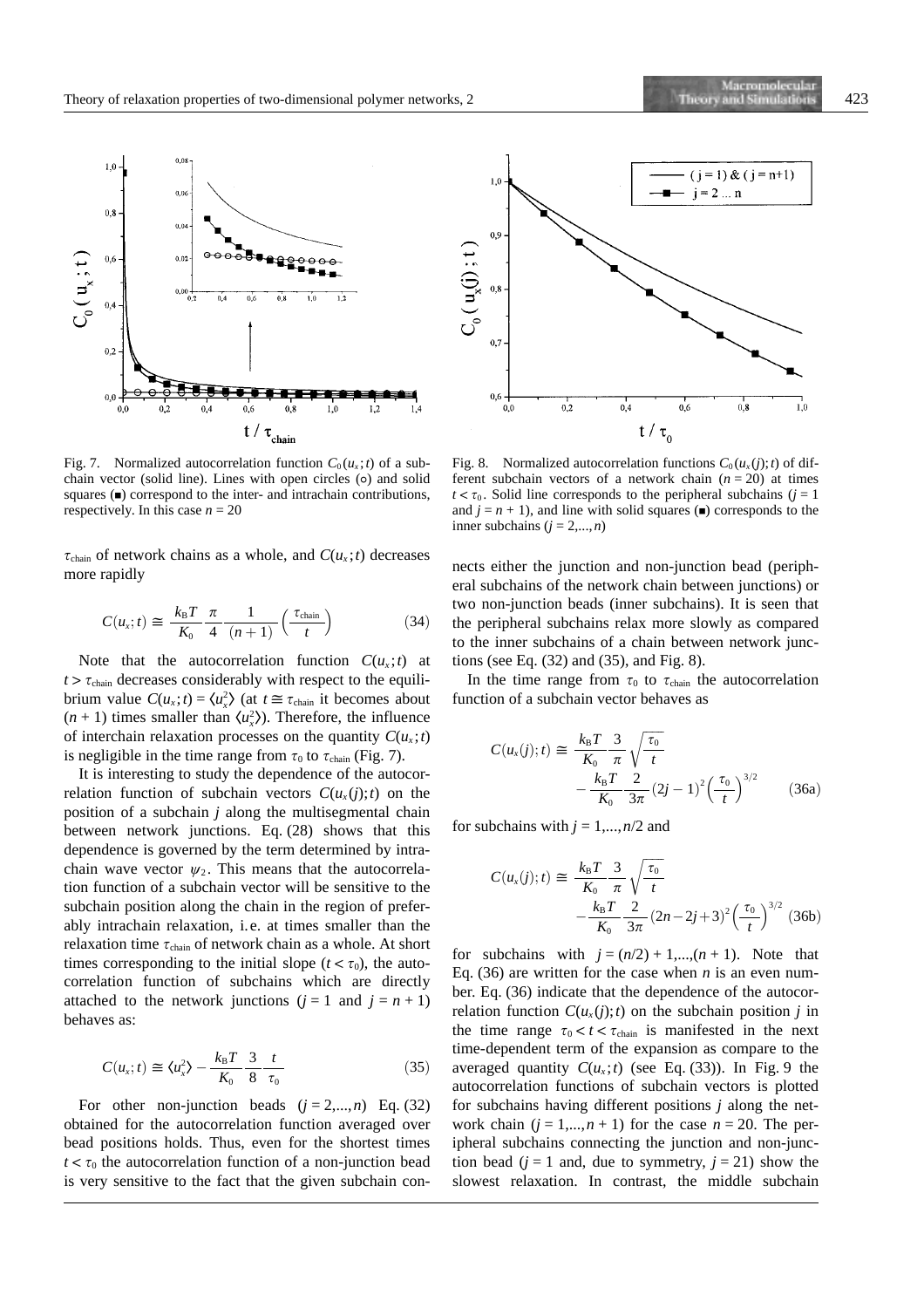Fig. 7. Normalized autocorrelation function $C_0(u_x;t)$ of a subchain vector (solid line). Lines with open circles (○) and solid squares (■) correspond to the inter- and intrachain contributions, respectively. In this case $n = 20$

Fig. 8. Normalized autocorrelation functions $C_0(u_x(j);t)$ of different subchain vectors of a network chain ($n = 20$) at times $t < \tau_0$. Solid line corresponds to the peripheral subchains ($j = 1$ and $j = n + 1$), and line with solid squares (■) corresponds to the inner subchains ($j = 2,...,n$)

$\tau_{\text{chain}}$ of network chains as a whole, and $C(u_x;t)$ decreases more rapidly

$$C(u_x;t) \cong \frac{k_B T}{K_0} \frac{\pi}{4} \frac{1}{(n+1)} \left(\frac{\tau_{\text{chain}}}{t}\right) \tag{34}$$

Note that the autocorrelation function $C(u_x;t)$ at $t > \tau_{\text{chain}}$ decreases considerably with respect to the equilibrium value $C(u_x;t) = \langle u_x^2 \rangle$ (at $t \cong \tau_{\text{chain}}$ it becomes about $(n+1)$ times smaller than $\langle u_x^2 \rangle$). Therefore, the influence of interchain relaxation processes on the quantity $C(u_x;t)$ is negligible in the time range from $\tau_0$ to $\tau_{\text{chain}}$ (Fig. 7).

It is interesting to study the dependence of the autocorrelation function of subchain vectors $C(u_x(j);t)$ on the position of a subchain $j$ along the multisegmental chain between network junctions. Eq. (28) shows that this dependence is governed by the term determined by intrachain wave vector $\psi_2$. This means that the autocorrelation function of a subchain vector will be sensitive to the subchain position along the chain in the region of preferably intrachain relaxation, i.e. at times smaller than the relaxation time $\tau_{\text{chain}}$ of network chain as a whole. At short times corresponding to the initial slope ($t < \tau_0$), the autocorrelation function of subchains which are directly attached to the network junctions ($j = 1$ and $j = n + 1$) behaves as:

$$C(u_x;t) \cong \langle u_x^2 \rangle - \frac{k_B T}{K_0} \frac{3}{8} \frac{t}{\tau_0} \tag{35}$$

For other non-junction beads ($j = 2,...,n$) Eq. (32) obtained for the autocorrelation function averaged over bead positions holds. Thus, even for the shortest times $t < \tau_0$ the autocorrelation function of a non-junction bead is very sensitive to the fact that the given subchain connects either the junction and non-junction bead (peripheral subchains of the network chain between junctions) or two non-junction beads (inner subchains). It is seen that the peripheral subchains relax more slowly as compared to the inner subchains of a chain between network junctions (see Eq. (32) and (35), and Fig. 8).

In the time range from $\tau_0$ to $\tau_{\text{chain}}$ the autocorrelation function of a subchain vector behaves as

$$C(u_x(j);t) \cong \frac{k_B T}{K_0} \frac{3}{\pi} \sqrt{\frac{\tau_0}{t}} - \frac{k_B T}{K_0} \frac{2}{3\pi} (2j-1)^2 \left(\frac{\tau_0}{t}\right)^{3/2} \tag{36a}$$

for subchains with $j = 1,...,n/2$ and

$$C(u_x(j);t) \cong \frac{k_B T}{K_0} \frac{3}{\pi} \sqrt{\frac{\tau_0}{t}} - \frac{k_B T}{K_0} \frac{2}{3\pi} (2n-2j+3)^2 \left(\frac{\tau_0}{t}\right)^{3/2} \tag{36b}$$

for subchains with $j = (n/2) + 1,...,(n+1)$. Note that Eq. (36) are written for the case when $n$ is an even number. Eq. (36) indicate that the dependence of the autocorrelation function $C(u_x(j);t)$ on the subchain position $j$ in the time range $\tau_0 < t < \tau_{\text{chain}}$ is manifested in the next time-dependent term of the expansion as compare to the averaged quantity $C(u_x;t)$ (see Eq. (33)). In Fig. 9 the autocorrelation functions of subchain vectors is plotted for subchains having different positions $j$ along the network chain ($j = 1,...,n + 1$) for the case $n = 20$. The peripheral subchains connecting the junction and non-junction bead ($j = 1$ and, due to symmetry, $j = 21$) show the slowest relaxation. In contrast, the middle subchain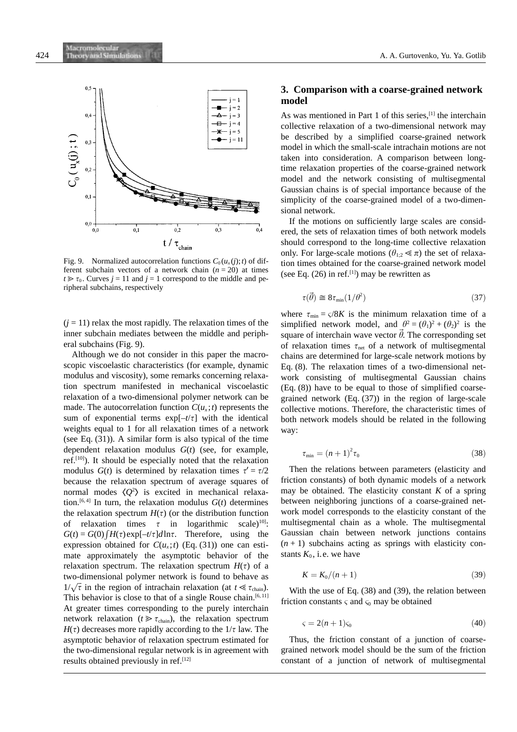Fig. 9. Normalized autocorrelation functions $C_0(u_x(j);t)$ of different subchain vectors of a network chain ($n = 20$) at times $t \gg \tau_0$. Curves $j = 11$ and $j = 1$ correspond to the middle and peripheral subchains, respectively

($j = 11$) relax the most rapidly. The relaxation times of the inner subchain mediates between the middle and peripheral subchains (Fig. 9).

Although we do not consider in this paper the macroscopic viscoelastic characteristics (for example, dynamic modulus and viscosity), some remarks concerning relaxation spectrum manifested in mechanical viscoelastic relaxation of a two-dimensional polymer network can be made. The autocorrelation function $C(u_x;t)$ represents the sum of exponential terms $\exp[-t/\tau]$ with the identical weights equal to 1 for all relaxation times of a network (see Eq. (31)). A similar form is also typical of the time dependent relaxation modulus $G(t)$ (see, for example, ref.[10]). It should be especially noted that the relaxation modulus $G(t)$ is determined by relaxation times $\tau' = \tau/2$ because the relaxation spectrum of average squares of normal modes $\langle Q^2 \rangle$ is excited in mechanical relaxation.[6, 4] In turn, the relaxation modulus $G(t)$ determines the relaxation spectrum $H(\tau)$ (or the distribution function of relaxation times $\tau$ in logarithmic scale)[10]: $G(t) = G(0)\int H(\tau)\exp[-t/\tau]d\ln\tau$. Therefore, using the expression obtained for $C(u_x;t)$ (Eq. (31)) one can estimate approximately the asymptotic behavior of the relaxation spectrum. The relaxation spectrum $H(\tau)$ of a two-dimensional polymer network is found to behave as $1/\sqrt{\tau}$ in the region of intrachain relaxation (at $t \ll \tau_{\text{chain}}$). This behavior is close to that of a single Rouse chain.[6, 11] At greater times corresponding to the purely interchain network relaxation ($t \gg \tau_{\text{chain}}$), the relaxation spectrum $H(\tau)$ decreases more rapidly according to the $1/\tau$ law. The asymptotic behavior of relaxation spectrum estimated for the two-dimensional regular network is in agreement with results obtained previously in ref.[12]

## 3. Comparison with a coarse-grained network model

As was mentioned in Part 1 of this series,[1] the interchain collective relaxation of a two-dimensional network may be described by a simplified coarse-grained network model in which the small-scale intrachain motions are not taken into consideration. A comparison between long-time relaxation properties of the coarse-grained network model and the network consisting of multisegmental Gaussian chains is of special importance because of the simplicity of the coarse-grained model of a two-dimensional network.

If the motions on sufficiently large scales are considered, the sets of relaxation times of both network models should correspond to the long-time collective relaxation only. For large-scale motions ($\theta_{1;2} \ll \pi$) the set of relaxation times obtained for the coarse-grained network model (see Eq. (26) in ref.[1]) may be rewritten as

$$\tau(\vec{\theta}) \cong 8\tau_{\min}(1/\theta^2) \tag{37}$$

where $\tau_{\min} = \varsigma/8K$ is the minimum relaxation time of a simplified network model, and $\theta^2 = (\theta_1)^2 + (\theta_2)^2$ is the square of interchain wave vector $\vec{\theta}$. The corresponding set of relaxation times $\tau_{\text{net}}$ of a network of multisegmental chains are determined for large-scale network motions by Eq. (8). The relaxation times of a two-dimensional network consisting of multisegmental Gaussian chains (Eq. (8)) have to be equal to those of simplified coarse-grained network (Eq. (37)) in the region of large-scale collective motions. Therefore, the characteristic times of both network models should be related in the following way:

$$\tau_{\min} = (n+1)^2\tau_0 \tag{38}$$

Then the relations between parameters (elasticity and friction constants) of both dynamic models of a network may be obtained. The elasticity constant $K$ of a spring between neighboring junctions of a coarse-grained network model corresponds to the elasticity constant of the multisegmental chain as a whole. The multisegmental Gaussian chain between network junctions contains $(n + 1)$ subchains acting as springs with elasticity constants $K_0$, i.e. we have

$$K = K_0/(n+1) \tag{39}$$

With the use of Eq. (38) and (39), the relation between friction constants $\varsigma$ and $\varsigma_0$ may be obtained

$$\varsigma = 2(n+1)\varsigma_0 \tag{40}$$

Thus, the friction constant of a junction of coarse-grained network model should be the sum of the friction constant of a junction of network of multisegmental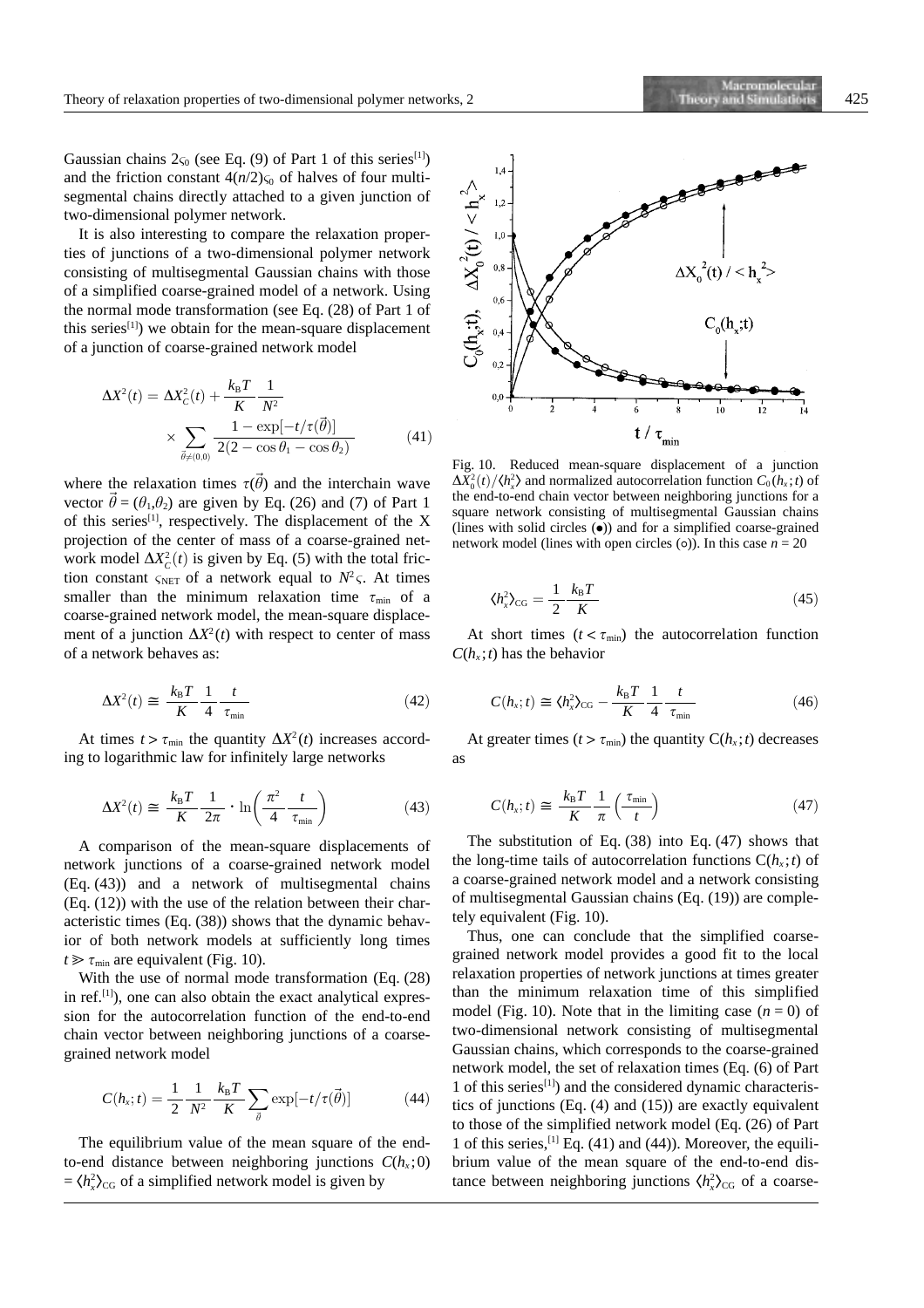Gaussian chains $2\varsigma_0$ (see Eq. (9) of Part 1 of this series[1]) and the friction constant $4(n/2)\varsigma_0$ of halves of four multisegmental chains directly attached to a given junction of two-dimensional polymer network.

It is also interesting to compare the relaxation properties of junctions of a two-dimensional polymer network consisting of multisegmental Gaussian chains with those of a simplified coarse-grained model of a network. Using the normal mode transformation (see Eq. (28) of Part 1 of this series[1]) we obtain for the mean-square displacement of a junction of coarse-grained network model

$$\Delta X^2(t) = \Delta X_C^2(t) + \frac{k_B T}{K}\frac{1}{N^2} \times \sum_{\vec{\theta}\neq(0,0)} \frac{1-\exp[-t/\tau(\vec{\theta})]}{2(2-\cos\theta_1-\cos\theta_2)} \tag{41}$$

where the relaxation times $\tau(\vec{\theta})$ and the interchain wave vector $\vec{\theta} = (\theta_1, \theta_2)$ are given by Eq. (26) and (7) of Part 1 of this series[1], respectively. The displacement of the X projection of the center of mass of a coarse-grained network model $\Delta X_C^2(t)$ is given by Eq. (5) with the total friction constant $\varsigma_{NET}$ of a network equal to $N^2\varsigma$. At times smaller than the minimum relaxation time $\tau_{min}$ of a coarse-grained network model, the mean-square displacement of a junction $\Delta X^2(t)$ with respect to center of mass of a network behaves as:

$$\Delta X^2(t) \cong \frac{k_B T}{K}\frac{1}{4}\frac{t}{\tau_{min}} \tag{42}$$

At times $t > \tau_{min}$ the quantity $\Delta X^2(t)$ increases according to logarithmic law for infinitely large networks

$$\Delta X^2(t) \cong \frac{k_B T}{K}\frac{1}{2\pi}\cdot \ln\left(\frac{\pi^2}{4}\frac{t}{\tau_{min}}\right) \tag{43}$$

A comparison of the mean-square displacements of network junctions of a coarse-grained network model (Eq. (43)) and a network of multisegmental chains (Eq. (12)) with the use of the relation between their characteristic times (Eq. (38)) shows that the dynamic behavior of both network models at sufficiently long times $t \gg \tau_{min}$ are equivalent (Fig. 10).

With the use of normal mode transformation (Eq. (28) in ref.[1]), one can also obtain the exact analytical expression for the autocorrelation function of the end-to-end chain vector between neighboring junctions of a coarse-grained network model

$$C(h_x;t) = \frac{1}{2}\frac{1}{N^2}\frac{k_B T}{K}\sum_{\vec{\theta}} \exp[-t/\tau(\vec{\theta})] \tag{44}$$

The equilibrium value of the mean square of the end-to-end distance between neighboring junctions $C(h_x;0) = \langle h_x^2\rangle_{CG}$ of a simplified network model is given by

Fig. 10. Reduced mean-square displacement of a junction $\Delta X_0^2(t)/\langle h_x^2\rangle$ and normalized autocorrelation function $C_0(h_x;t)$ of the end-to-end chain vector between neighboring junctions for a square network consisting of multisegmental Gaussian chains (lines with solid circles (●)) and for a simplified coarse-grained network model (lines with open circles (○)). In this case $n = 20$

$$\langle h_x^2\rangle_{CG} = \frac{1}{2}\frac{k_B T}{K} \tag{45}$$

At short times ($t < \tau_{min}$) the autocorrelation function $C(h_x;t)$ has the behavior

$$C(h_x;t) \cong \langle h_x^2\rangle_{CG} - \frac{k_B T}{K}\frac{1}{4}\frac{t}{\tau_{min}} \tag{46}$$

At greater times ($t > \tau_{min}$) the quantity $C(h_x;t)$ decreases as

$$C(h_x;t) \cong \frac{k_B T}{K}\frac{1}{\pi}\left(\frac{\tau_{min}}{t}\right) \tag{47}$$

The substitution of Eq. (38) into Eq. (47) shows that the long-time tails of autocorrelation functions $C(h_x;t)$ of a coarse-grained network model and a network consisting of multisegmental Gaussian chains (Eq. (19)) are completely equivalent (Fig. 10).

Thus, one can conclude that the simplified coarse-grained network model provides a good fit to the local relaxation properties of network junctions at times greater than the minimum relaxation time of this simplified model (Fig. 10). Note that in the limiting case ($n = 0$) of two-dimensional network consisting of multisegmental Gaussian chains, which corresponds to the coarse-grained network model, the set of relaxation times (Eq. (6) of Part 1 of this series[1]) and the considered dynamic characteristics of junctions (Eq. (4) and (15)) are exactly equivalent to those of the simplified network model (Eq. (26) of Part 1 of this series,[1] Eq. (41) and (44)). Moreover, the equilibrium value of the mean square of the end-to-end distance between neighboring junctions $\langle h_x^2\rangle_{CG}$ of a coarse-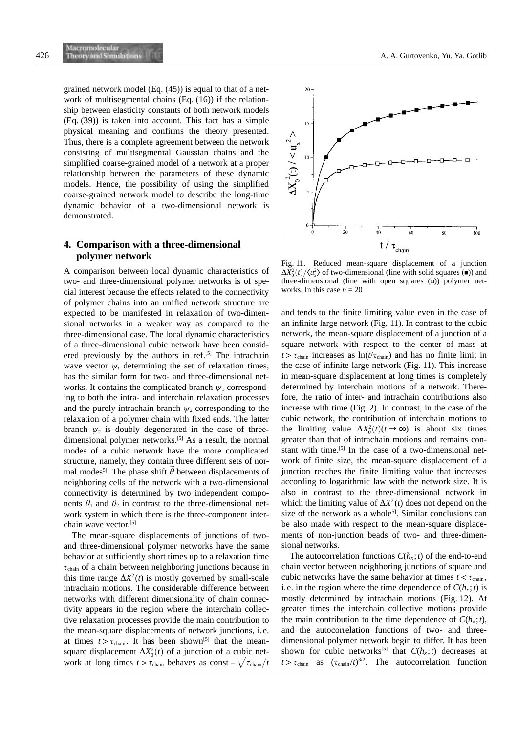grained network model (Eq. (45)) is equal to that of a network of multisegmental chains (Eq. (16)) if the relationship between elasticity constants of both network models (Eq. (39)) is taken into account. This fact has a simple physical meaning and confirms the theory presented. Thus, there is a complete agreement between the network consisting of multisegmental Gaussian chains and the simplified coarse-grained model of a network at a proper relationship between the parameters of these dynamic models. Hence, the possibility of using the simplified coarse-grained network model to describe the long-time dynamic behavior of a two-dimensional network is demonstrated.

## 4. Comparison with a three-dimensional polymer network

A comparison between local dynamic characteristics of two- and three-dimensional polymer networks is of special interest because the effects related to the connectivity of polymer chains into an unified network structure are expected to be manifested in relaxation of two-dimensional networks in a weaker way as compared to the three-dimensional case. The local dynamic characteristics of a three-dimensional cubic network have been considered previously by the authors in ref.[5] The intrachain wave vector $\psi$, determining the set of relaxation times, has the similar form for two- and three-dimensional networks. It contains the complicated branch $\psi_1$ corresponding to both the intra- and interchain relaxation processes and the purely intrachain branch $\psi_2$ corresponding to the relaxation of a polymer chain with fixed ends. The latter branch $\psi_2$ is doubly degenerated in the case of three-dimensional polymer networks.[5] As a result, the normal modes of a cubic network have the more complicated structure, namely, they contain three different sets of normal modes[5]. The phase shift $\vec{\theta}$ between displacements of neighboring cells of the network with a two-dimensional connectivity is determined by two independent components $\theta_1$ and $\theta_2$ in contrast to the three-dimensional network system in which there is the three-component interchain wave vector.[5]

The mean-square displacements of junctions of two- and three-dimensional polymer networks have the same behavior at sufficiently short times up to a relaxation time $\tau_{\text{chain}}$ of a chain between neighboring junctions because in this time range $\Delta X^2(t)$ is mostly governed by small-scale intrachain motions. The considerable difference between networks with different dimensionality of chain connectivity appears in the region where the interchain collective relaxation processes provide the main contribution to the mean-square displacements of network junctions, i.e. at times $t > \tau_{\text{chain}}$. It has been shown[5] that the mean-square displacement $\Delta X_0^2(t)$ of a junction of a cubic network at long times $t > \tau_{\text{chain}}$ behaves as const $-\sqrt{\tau_{\text{chain}}/t}$ and tends to the finite limiting value even in the case of an infinite large network (Fig. 11). In contrast to the cubic network, the mean-square displacement of a junction of a square network with respect to the center of mass at $t > \tau_{\text{chain}}$ increases as $\ln(t/\tau_{\text{chain}})$ and has no finite limit in the case of infinite large network (Fig. 11). This increase in mean-square displacement at long times is completely determined by interchain motions of a network. Therefore, the ratio of inter- and intrachain contributions also increase with time (Fig. 2). In contrast, in the case of the cubic network, the contribution of interchain motions to the limiting value $\Delta X_0^2(t \rightarrow \infty)$ is about six times greater than that of intrachain motions and remains constant with time.[5] In the case of a two-dimensional network of finite size, the mean-square displacement of a junction reaches the finite limiting value that increases according to logarithmic law with the network size. It is also in contrast to the three-dimensional network in which the limiting value of $\Delta X^2(t)$ does not depend on the size of the network as a whole[5]. Similar conclusions can be also made with respect to the mean-square displacements of non-junction beads of two- and three-dimensional networks.

Fig. 11. Reduced mean-square displacement of a junction $\Delta X_0^2(t)/\langle u_x^2 \rangle$ of two-dimensional (line with solid squares (■)) and three-dimensional (line with open squares (□)) polymer networks. In this case $n = 20$

The autocorrelation functions $C(h_x; t)$ of the end-to-end chain vector between neighboring junctions of square and cubic networks have the same behavior at times $t < \tau_{\text{chain}}$, i.e. in the region where the time dependence of $C(h_x; t)$ is mostly determined by intrachain motions (Fig. 12). At greater times the interchain collective motions provide the main contribution to the time dependence of $C(h_x; t)$, and the autocorrelation functions of two- and three-dimensional polymer network begin to differ. It has been shown for cubic networks[5] that $C(h_x; t)$ decreases at $t > \tau_{\text{chain}}$ as $(\tau_{\text{chain}}/t)^{3/2}$. The autocorrelation function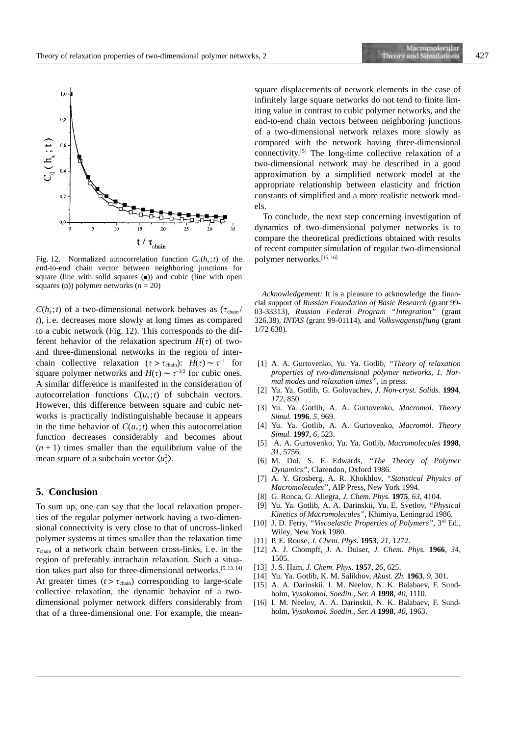1,0
0,8
0,6
0,4
0,2
0,0

0 5 10 15 20 25 30 35

$C_0(h_x;t)$

$t/\tau_{chain}$

Fig. 12. Normalized autocorrelation function $C_0(h_x;t)$ of the end-to-end chain vector between neighboring junctions for square (line with solid squares (■)) and cubic (line with open squares (□)) polymer networks ($n = 20$)

$C(h_x;t)$ of a two-dimensional network behaves as ($\tau_{chain}/t$), i.e. decreases more slowly at long times as compared to a cubic network (Fig. 12). This corresponds to the different behavior of the relaxation spectrum $H(\tau)$ of two- and three-dimensional networks in the region of interchain collective relaxation ($\tau > \tau_{chain}$): $H(\tau) \sim \tau^{-1}$ for square polymer networks and $H(\tau) \sim \tau^{-3/2}$ for cubic ones. A similar difference is manifested in the consideration of autocorrelation functions $C(u_x;t)$ of subchain vectors. However, this difference between square and cubic networks is practically indistinguishable because it appears in the time behavior of $C(u_x;t)$ when this autocorrelation function decreases considerably and becomes about $(n+1)$ times smaller than the equilibrium value of the mean square of a subchain vector $\langle u_x^2 \rangle$.

## 5. Conclusion

To sum up, one can say that the local relaxation properties of the regular polymer network having a two-dimensional connectivity is very close to that of uncross-linked polymer systems at times smaller than the relaxation time $\tau_{chain}$ of a network chain between cross-links, i.e. in the region of preferably intrachain relaxation. Such a situation takes part also for three-dimensional networks.[5, 13, 14] At greater times ($t > \tau_{chain}$) corresponding to large-scale collective relaxation, the dynamic behavior of a two-dimensional polymer network differs considerably from that of a three-dimensional one. For example, the mean-square displacements of network elements in the case of infinitely large square networks do not tend to finite limiting value in contrast to cubic polymer networks, and the end-to-end chain vectors between neighboring junctions of a two-dimensional network relaxes more slowly as compared with the network having three-dimensional connectivity.[5] The long-time collective relaxation of a two-dimensional network may be described in a good approximation by a simplified network model at the appropriate relationship between elasticity and friction constants of simplified and a more realistic network models.

To conclude, the next step concerning investigation of dynamics of two-dimensional polymer networks is to compare the theoretical predictions obtained with results of recent computer simulation of regular two-dimensional polymer networks.[15, 16]

*Acknowledgement:* It is a pleasure to acknowledge the financial support of *Russian Foundation of Basic Research* (grant 99-03-33313), *Russian Federal Program "Integration"* (grant 326.38), *INTAS* (grant 99-01114), and *Volkswagenstiftung* (grant 1/72 638).

[1] A. A. Gurtovenko, Yu. Ya. Gotlib, *"Theory of relaxation properties of two-dimensional polymer networks, 1. Normal modes and relaxation times"*, in press.
[2] Yu. Ya. Gotlib, G. Golovachev, *J. Non-cryst. Solids.* **1994**, *172*, 850.
[3] Yu. Ya. Gotlib, A. A. Gurtovenko, *Macromol. Theory Simul.* **1996**, *5*, 969.
[4] Yu. Ya. Gotlib, A. A. Gurtovenko, *Macromol. Theory Simul.* **1997**, *6*, 523.
[5] A. A. Gurtovenko, Yu. Ya. Gotlib, *Macromolecules* **1998**, *31*, 5756.
[6] M. Doi, S. F. Edwards, *"The Theory of Polymer Dynamics"*, Clarendon, Oxford 1986.
[7] A. Y. Grosberg, A. R. Khokhlov, *"Statistical Physics of Macromolecules"*, AIP Press, New York 1994.
[8] G. Ronca, G. Allegra, *J. Chem. Phys.* **1975**, *63*, 4104.
[9] Yu. Ya. Gotlib, A. A. Darinskii, Yu. E. Svetlov, *"Physical Kinetics of Macromolecules"*, Khimiya, Leningrad 1986.
[10] J. D. Ferry, *"Viscoelastic Properties of Polymers"*, 3rd Ed., Wiley, New York 1980.
[11] P. E. Rouse, *J. Chem. Phys.* **1953**, *21*, 1272.
[12] A. J. Chompff, J. A. Duiser, *J. Chem. Phys.* **1966**, *34*, 1505.
[13] J. S. Ham, *J. Chem. Phys.* **1957**, *26*, 625.
[14] Yu. Ya. Gotlib, K. M. Salikhov, *Akust. Zh.* **1963**, *9*, 301.
[15] A. A. Darinskii, I. M. Neelov, N. K. Balabaev, F. Sundholm, *Vysokomol. Soedin., Ser. A* **1998**, *40*, 1110.
[16] I. M. Neelov, A. A. Darinskii, N. K. Balabaev, F. Sundholm, *Vysokomol. Soedin., Ser. A* **1998**, *40*, 1963.